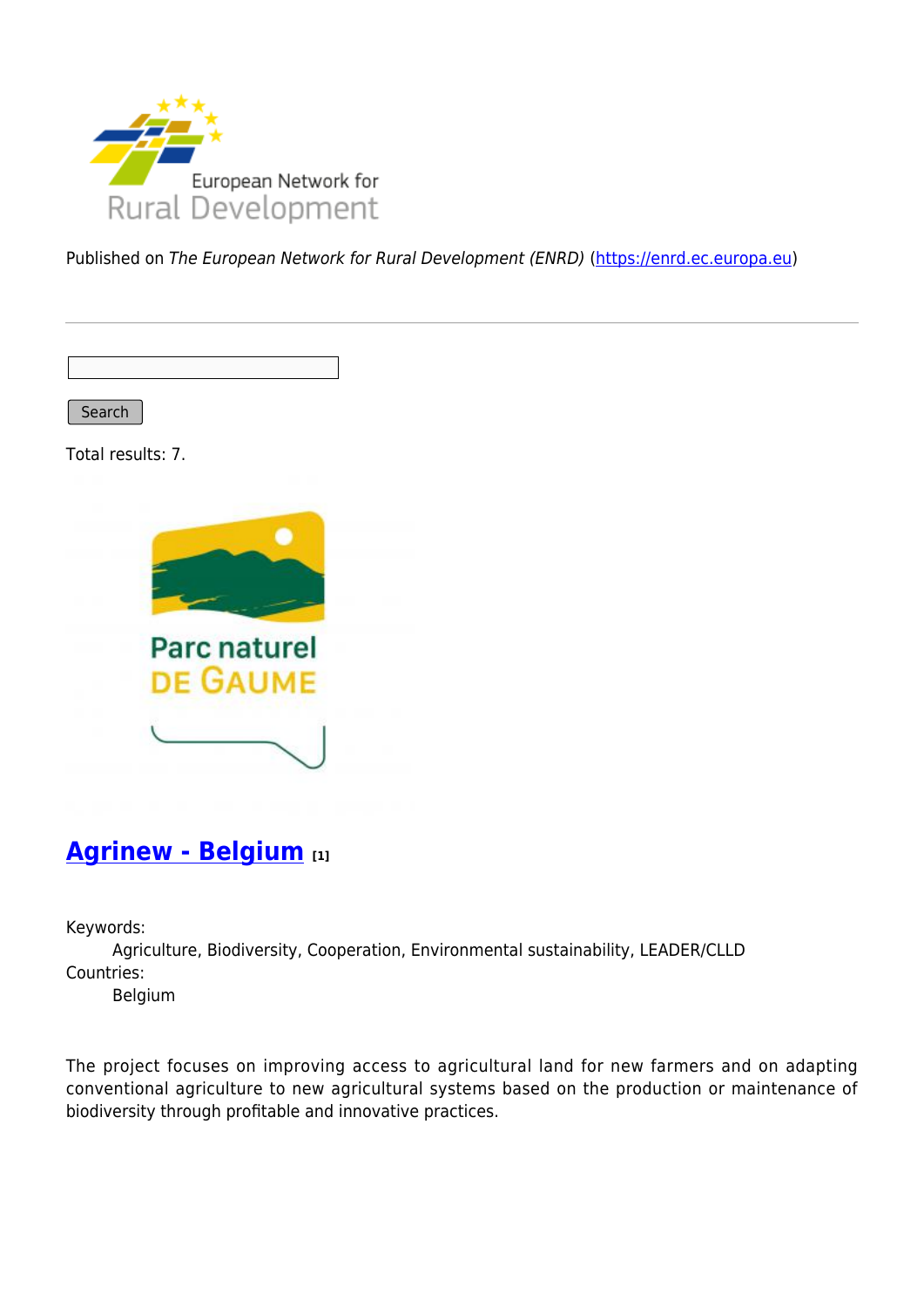Published on *The European Network for Rural Development (ENRD)* (https://enrd.ec.europa.eu)

Search

Total results: 7.

## Agrinew - Belgium [1]

Keywords:
: Agriculture, Biodiversity, Cooperation, Environmental sustainability, LEADER/CLLD

Countries:
: Belgium

The project focuses on improving access to agricultural land for new farmers and on adapting conventional agriculture to new agricultural systems based on the production or maintenance of biodiversity through profitable and innovative practices.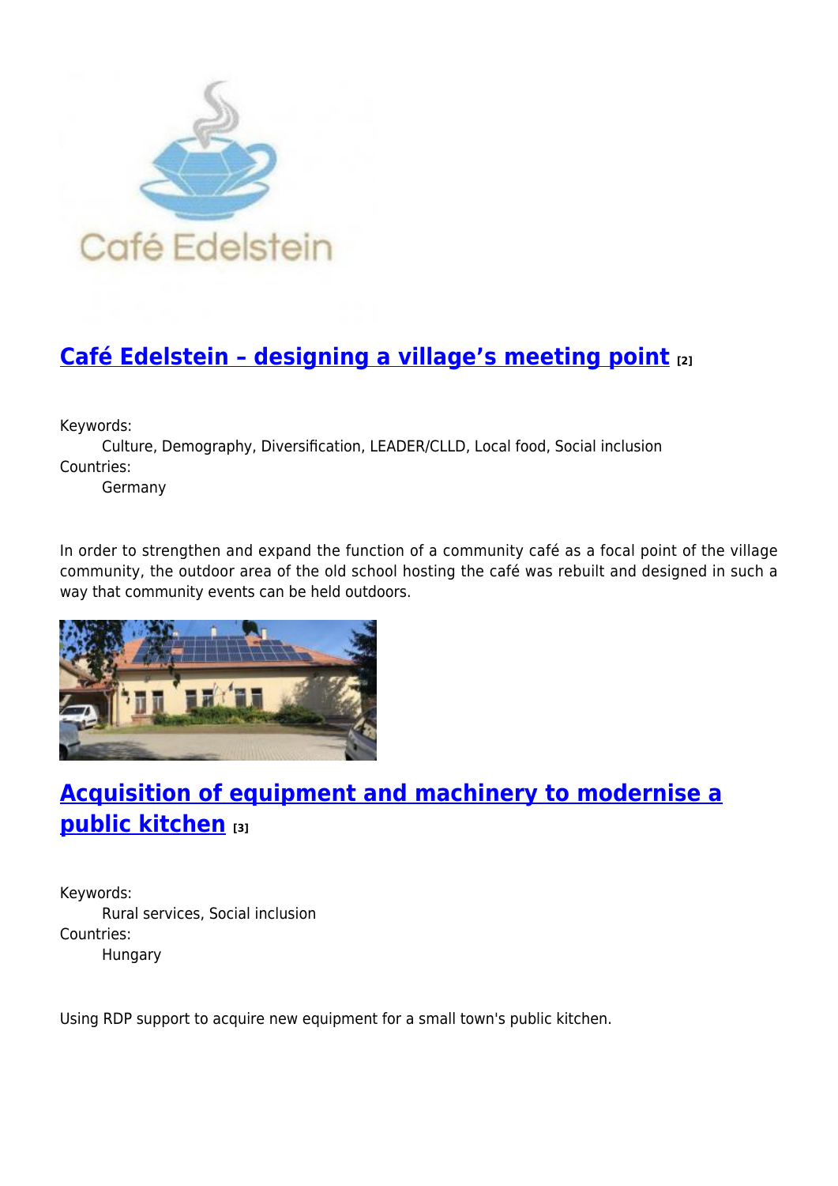## [Café Edelstein – designing a village's meeting point](#) [2]

Keywords:
: Culture, Demography, Diversification, LEADER/CLLD, Local food, Social inclusion

Countries:
: Germany

In order to strengthen and expand the function of a community café as a focal point of the village community, the outdoor area of the old school hosting the café was rebuilt and designed in such a way that community events can be held outdoors.

## [Acquisition of equipment and machinery to modernise a public kitchen](#) [3]

Keywords:
: Rural services, Social inclusion

Countries:
: Hungary

Using RDP support to acquire new equipment for a small town's public kitchen.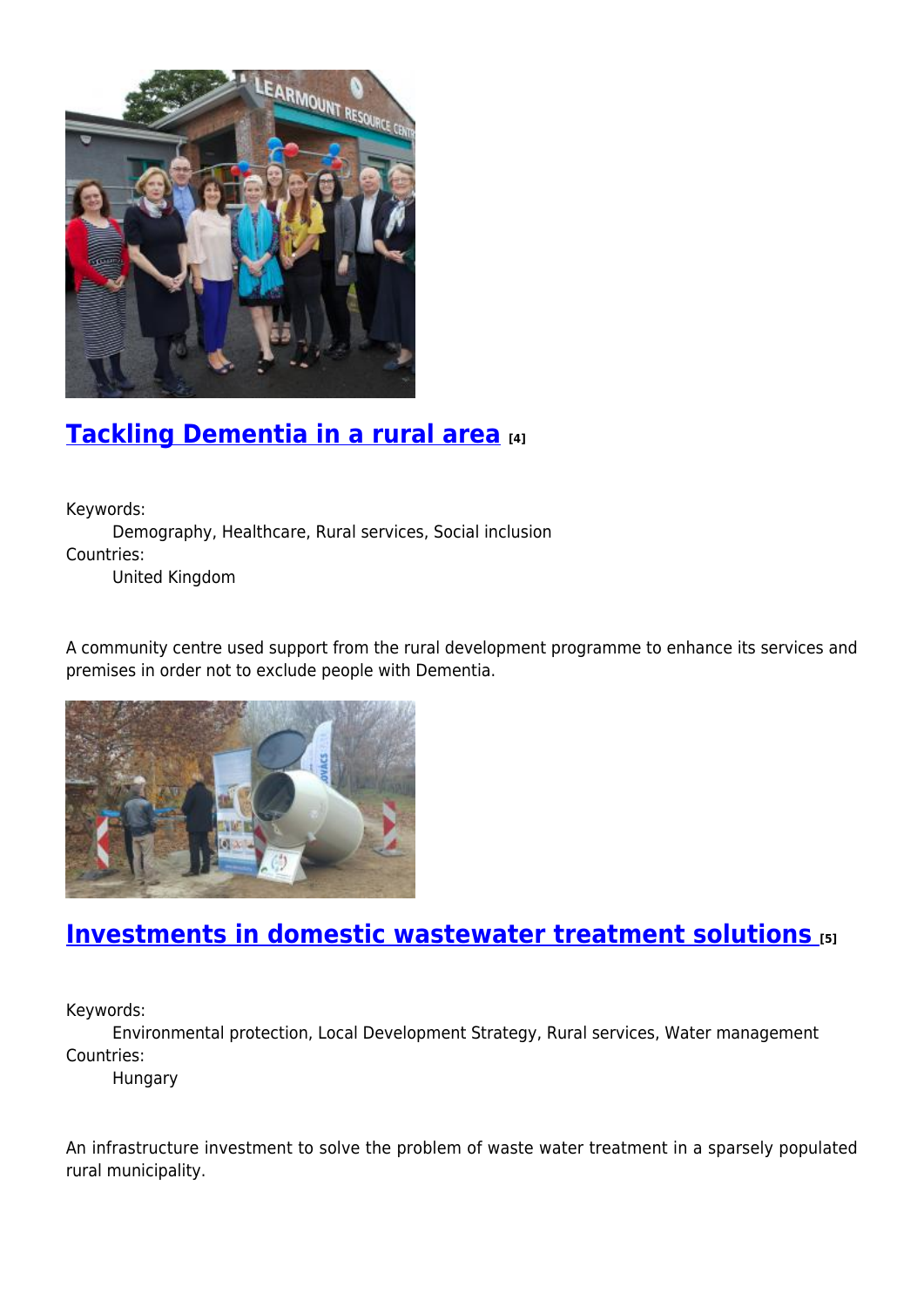## Tackling Dementia in a rural area [4]

Keywords:

Demography, Healthcare, Rural services, Social inclusion

Countries:

United Kingdom

A community centre used support from the rural development programme to enhance its services and premises in order not to exclude people with Dementia.

## Investments in domestic wastewater treatment solutions [5]

Keywords:

Environmental protection, Local Development Strategy, Rural services, Water management

Countries:

Hungary

An infrastructure investment to solve the problem of waste water treatment in a sparsely populated rural municipality.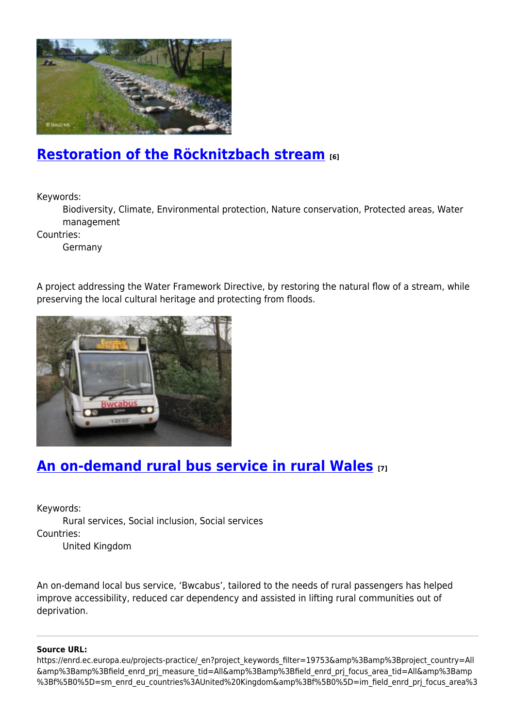## Restoration of the Röcknitzbach stream [6]

Keywords:
    Biodiversity, Climate, Environmental protection, Nature conservation, Protected areas, Water management
Countries:
    Germany

A project addressing the Water Framework Directive, by restoring the natural flow of a stream, while preserving the local cultural heritage and protecting from floods.

## An on-demand rural bus service in rural Wales [7]

Keywords:
    Rural services, Social inclusion, Social services
Countries:
    United Kingdom

An on-demand local bus service, 'Bwcabus', tailored to the needs of rural passengers has helped improve accessibility, reduced car dependency and assisted in lifting rural communities out of deprivation.

---

**Source URL:**
https://enrd.ec.europa.eu/projects-practice/_en?project_keywords_filter=19753&amp%3Bamp%3Bproject_country=All&amp%3Bamp%3Bfield_enrd_prj_measure_tid=All&amp%3Bamp%3Bfield_enrd_prj_focus_area_tid=All&amp%3Bamp%3Bf%5B0%5D=sm_enrd_eu_countries%3AUnited%20Kingdom&amp%3Bf%5B0%5D=im_field_enrd_prj_focus_area%3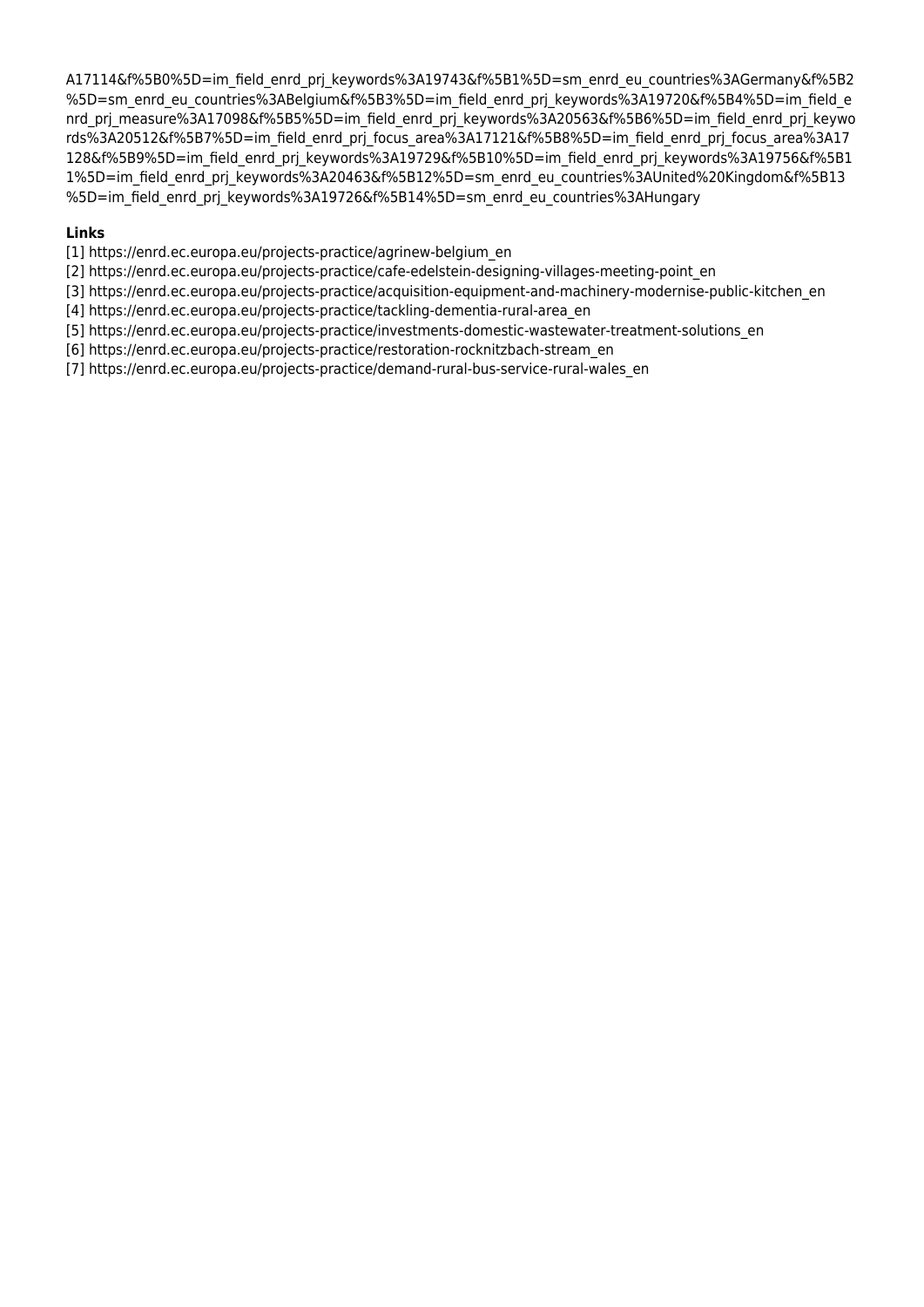A17114&f%5B0%5D=im_field_enrd_prj_keywords%3A19743&f%5B1%5D=sm_enrd_eu_countries%3AGermany&f%5B2%5D=sm_enrd_eu_countries%3ABelgium&f%5B3%5D=im_field_enrd_prj_keywords%3A19720&f%5B4%5D=im_field_enrd_prj_measure%3A17098&f%5B5%5D=im_field_enrd_prj_keywords%3A20563&f%5B6%5D=im_field_enrd_prj_keywords%3A20512&f%5B7%5D=im_field_enrd_prj_focus_area%3A17121&f%5B8%5D=im_field_enrd_prj_focus_area%3A17128&f%5B9%5D=im_field_enrd_prj_keywords%3A19729&f%5B10%5D=im_field_enrd_prj_keywords%3A19756&f%5B11%5D=im_field_enrd_prj_keywords%3A20463&f%5B12%5D=sm_enrd_eu_countries%3AUnited%20Kingdom&f%5B13%5D=im_field_enrd_prj_keywords%3A19726&f%5B14%5D=sm_enrd_eu_countries%3AHungary

**Links**

[1] https://enrd.ec.europa.eu/projects-practice/agrinew-belgium_en
[2] https://enrd.ec.europa.eu/projects-practice/cafe-edelstein-designing-villages-meeting-point_en
[3] https://enrd.ec.europa.eu/projects-practice/acquisition-equipment-and-machinery-modernise-public-kitchen_en
[4] https://enrd.ec.europa.eu/projects-practice/tackling-dementia-rural-area_en
[5] https://enrd.ec.europa.eu/projects-practice/investments-domestic-wastewater-treatment-solutions_en
[6] https://enrd.ec.europa.eu/projects-practice/restoration-rocknitzbach-stream_en
[7] https://enrd.ec.europa.eu/projects-practice/demand-rural-bus-service-rural-wales_en